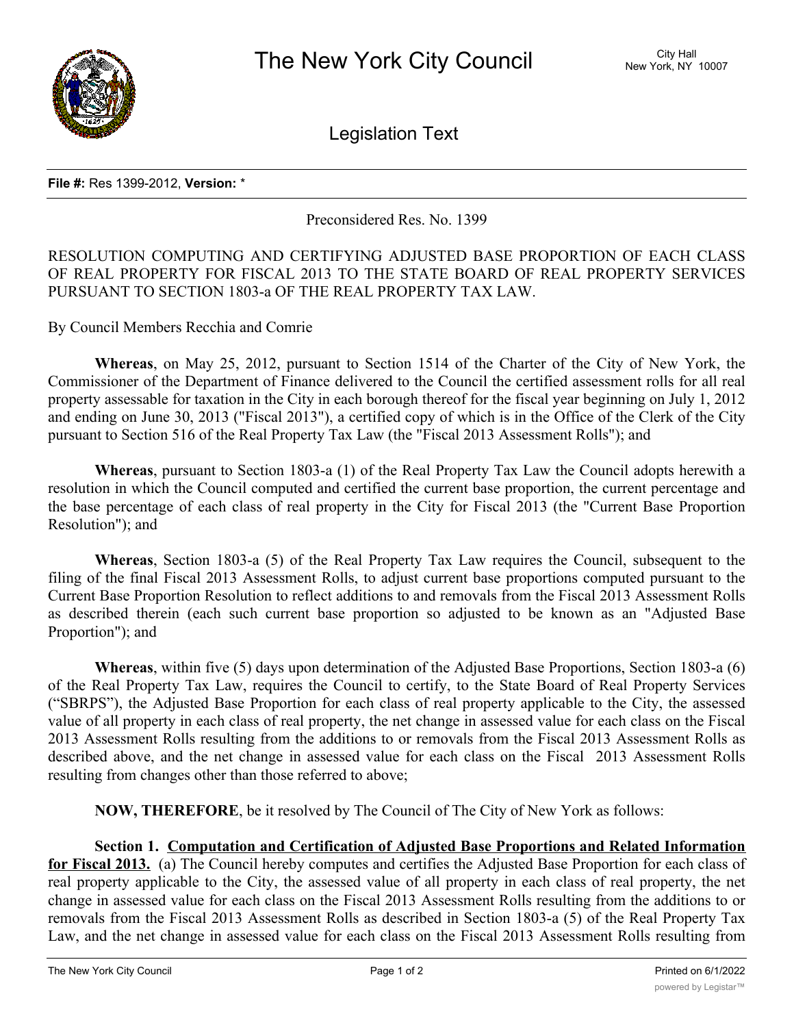**File #:** Res 1399-2012, **Version:** *

Preconsidered Res. No. 1399

RESOLUTION COMPUTING AND CERTIFYING ADJUSTED BASE PROPORTION OF EACH CLASS OF REAL PROPERTY FOR FISCAL 2013 TO THE STATE BOARD OF REAL PROPERTY SERVICES PURSUANT TO SECTION 1803-a OF THE REAL PROPERTY TAX LAW.

By Council Members Recchia and Comrie

**Whereas**, on May 25, 2012, pursuant to Section 1514 of the Charter of the City of New York, the Commissioner of the Department of Finance delivered to the Council the certified assessment rolls for all real property assessable for taxation in the City in each borough thereof for the fiscal year beginning on July 1, 2012 and ending on June 30, 2013 ("Fiscal 2013"), a certified copy of which is in the Office of the Clerk of the City pursuant to Section 516 of the Real Property Tax Law (the "Fiscal 2013 Assessment Rolls"); and

**Whereas**, pursuant to Section 1803-a (1) of the Real Property Tax Law the Council adopts herewith a resolution in which the Council computed and certified the current base proportion, the current percentage and the base percentage of each class of real property in the City for Fiscal 2013 (the "Current Base Proportion Resolution"); and

**Whereas**, Section 1803-a (5) of the Real Property Tax Law requires the Council, subsequent to the filing of the final Fiscal 2013 Assessment Rolls, to adjust current base proportions computed pursuant to the Current Base Proportion Resolution to reflect additions to and removals from the Fiscal 2013 Assessment Rolls as described therein (each such current base proportion so adjusted to be known as an "Adjusted Base Proportion"); and

**Whereas**, within five (5) days upon determination of the Adjusted Base Proportions, Section 1803-a (6) of the Real Property Tax Law, requires the Council to certify, to the State Board of Real Property Services ("SBRPS"), the Adjusted Base Proportion for each class of real property applicable to the City, the assessed value of all property in each class of real property, the net change in assessed value for each class on the Fiscal 2013 Assessment Rolls resulting from the additions to or removals from the Fiscal 2013 Assessment Rolls as described above, and the net change in assessed value for each class on the Fiscal 2013 Assessment Rolls resulting from changes other than those referred to above;

**NOW, THEREFORE**, be it resolved by The Council of The City of New York as follows:

**Section 1. <u>Computation and Certification of Adjusted Base Proportions and Related Information for Fiscal 2013.</u>** (a) The Council hereby computes and certifies the Adjusted Base Proportion for each class of real property applicable to the City, the assessed value of all property in each class of real property, the net change in assessed value for each class on the Fiscal 2013 Assessment Rolls resulting from the additions to or removals from the Fiscal 2013 Assessment Rolls as described in Section 1803-a (5) of the Real Property Tax Law, and the net change in assessed value for each class on the Fiscal 2013 Assessment Rolls resulting from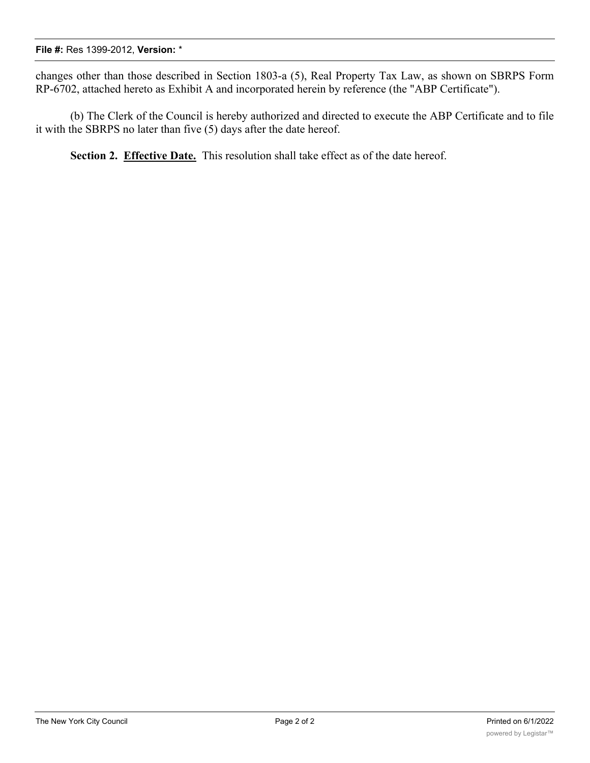changes other than those described in Section 1803-a (5), Real Property Tax Law, as shown on SBRPS Form RP-6702, attached hereto as Exhibit A and incorporated herein by reference (the "ABP Certificate").

(b) The Clerk of the Council is hereby authorized and directed to execute the ABP Certificate and to file it with the SBRPS no later than five (5) days after the date hereof.

**Section 2.** **Effective Date.** This resolution shall take effect as of the date hereof.